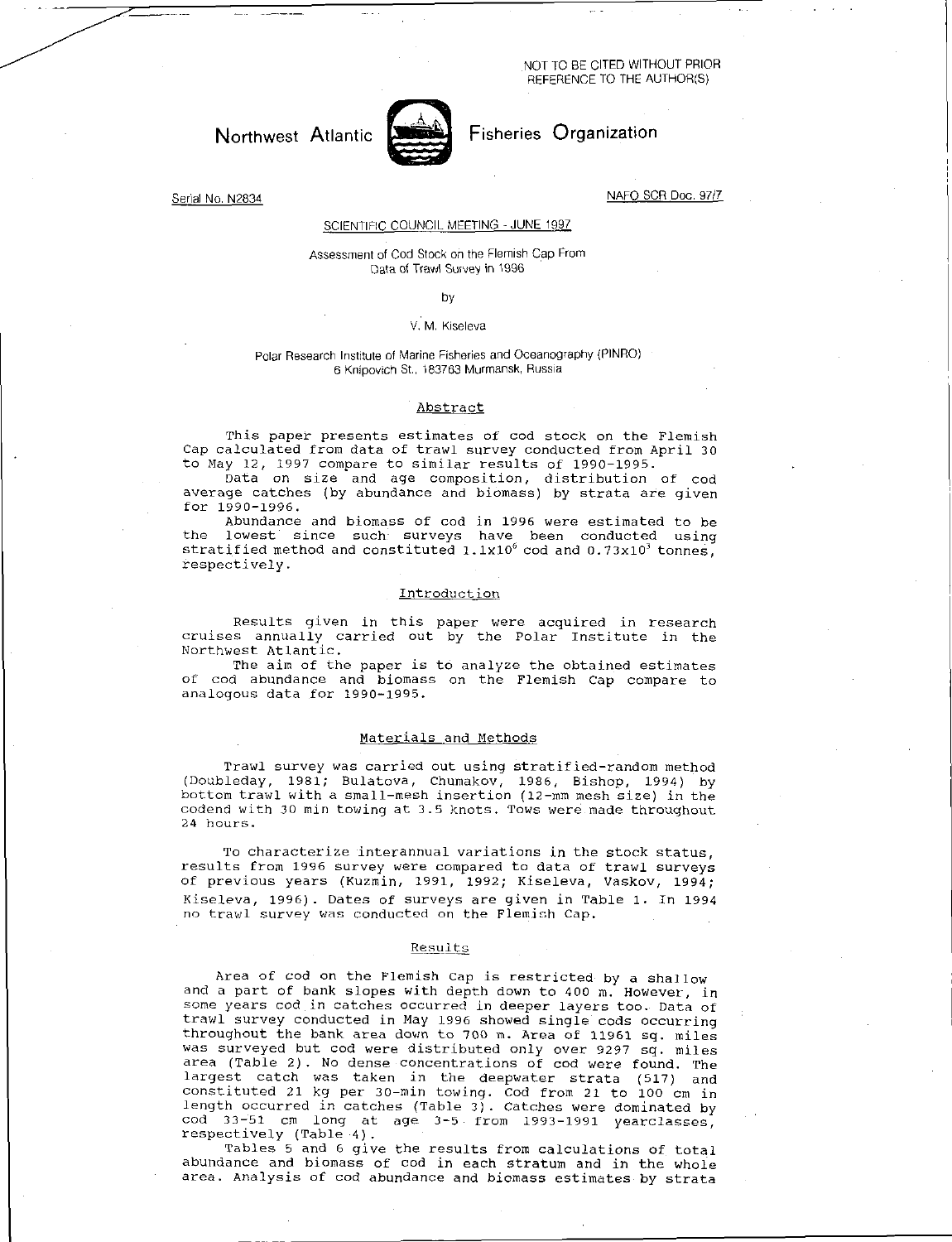NOT TO BE CITED WITHOUT PRIOR REFERENCE TO THE AUTHOR(S)

Northwest Atlantic Fisheries Organization

Serial No. N2834

NAFO SCR Doc. 97/7

SCIENTIFIC COUNCIL MEETING - JUNE 1997

# Assessment of Cod Stock on the Flemish Cap From Data of Trawl Survey in 1996

by

V. M. Kiseleva

Polar Research Institute of Marine Fisheries and Oceanography (PINRO)
6 Knipovich St., 183763 Murmansk, Russia

## Abstract

This paper presents estimates of cod stock on the Flemish Cap calculated from data of trawl survey conducted from April 30 to May 12, 1997 compare to similar results of 1990-1995.

Data on size and age composition, distribution of cod average catches (by abundance and biomass) by strata are given for 1990-1996.

Abundance and biomass of cod in 1996 were estimated to be the lowest since such surveys have been conducted using stratified method and constituted $1.1 \times 10^6$ cod and $0.73 \times 10^3$ tonnes, respectively.

## Introduction

Results given in this paper were acquired in research cruises annually carried out by the Polar Institute in the Northwest Atlantic.

The aim of the paper is to analyze the obtained estimates of cod abundance and biomass on the Flemish Cap compare to analogous data for 1990-1995.

## Materials and Methods

Trawl survey was carried out using stratified-random method (Doubleday, 1981; Bulatova, Chumakov, 1986, Bishop, 1994) by bottom trawl with a small-mesh insertion (12-mm mesh size) in the codend with 30 min towing at 3.5 knots. Tows were made throughout 24 hours.

To characterize interannual variations in the stock status, results from 1996 survey were compared to data of trawl surveys of previous years (Kuzmin, 1991, 1992; Kiseleva, Vaskov, 1994; Kiseleva, 1996). Dates of surveys are given in Table 1. In 1994 no trawl survey was conducted on the Flemish Cap.

## Results

Area of cod on the Flemish Cap is restricted by a shallow and a part of bank slopes with depth down to 400 m. However, in some years cod in catches occurred in deeper layers too. Data of trawl survey conducted in May 1996 showed single cods occurring throughout the bank area down to 700 m. Area of 11961 sq. miles was surveyed but cod were distributed only over 9297 sq. miles area (Table 2). No dense concentrations of cod were found. The largest catch was taken in the deepwater strata (517) and constituted 21 kg per 30-min towing. Cod from 21 to 100 cm in length occurred in catches (Table 3). Catches were dominated by cod 33-51 cm long at age 3-5 from 1993-1991 yearclasses, respectively (Table 4).

Tables 5 and 6 give the results from calculations of total abundance and biomass of cod in each stratum and in the whole area. Analysis of cod abundance and biomass estimates by strata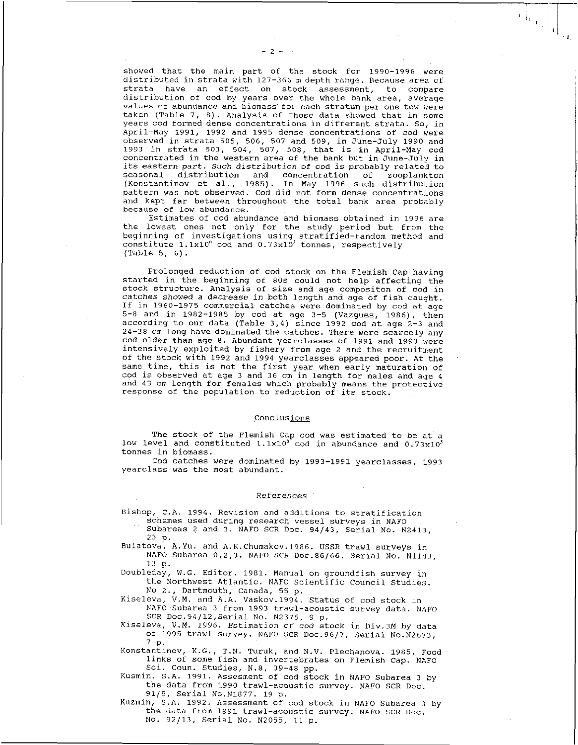showed that the main part of the stock for 1990-1996 were distributed in strata with 127-366 m depth range. Because area of strata have an effect on stock assessment, to compare distribution of cod by years over the whole bank area, average values of abundance and biomass for each stratum per one tow were taken (Table 7, 8). Analysis of those data showed that in some years cod formed dense concentrations in different strata. So, in April-May 1991, 1992 and 1995 dense concentrations of cod were observed in strata 505, 506, 507 and 509, in June-July 1990 and 1993 in strata 503, 504, 507, 508, that is in April-May cod concentrated in the western area of the bank but in June-July in its eastern part. Such distribution of cod is probably related to seasonal distribution and concentration of zooplankton (Konstantinov et al., 1985). In May 1996 such distribution pattern was not observed. Cod did not form dense concentrations and kept far between throughout the total bank area probably because of low abundance.

Estimates of cod abundance and biomass obtained in 1996 are the lowest ones not only for the study period but from the beginning of investigations using stratified-random method and constitute $1.1\times10^6$ cod and $0.73\times10^3$ tonnes, respectively (Table 5, 6).

Prolonged reduction of cod stock on the Flemish Cap having started in the beginning of 80s could not help affecting the stock structure. Analysis of size and age compositon of cod in catches showed a decrease in both length and age of fish caught. If in 1960-1975 commercial catches were dominated by cod at age 5-8 and in 1982-1985 by cod at age 3-5 (Vazgues, 1986), then according to our data (Table 3,4) since 1992 cod at age 2-3 and 24-38 cm long have dominated the catches. There were scarcely any cod older than age 8. Abundant yearclasses of 1991 and 1993 were intensively exploited by fishery from age 2 and the recruitment of the stock with 1992 and 1994 yearclasses appeared poor. At the same time, this is not the first year when early maturation of cod is observed at age 3 and 36 cm in length for males and age 4 and 43 cm length for females which probably means the protective response of the population to reduction of its stock.

## Conclusions

The stock of the Flemish Cap cod was estimated to be at a low level and constituted $1.1\times10^6$ cod in abundance and $0.73\times10^3$ tonnes in biomass.

Cod catches were dominated by 1993-1991 yearclasses, 1993 yearclass was the most abundant.

## References

Bishop, C.A. 1994. Revision and additions to stratification schemes used during research vessel surveys in NAFO Subareas 2 and 3. NAFO SCR Doc. 94/43, Serial No. N2413, 23 p.

Bulatova, A.Yu. and A.K.Chumakov.1986. USSR trawl surveys in NAFO Subarea 0,2,3. NAFO SCR Doc.86/66, Serial No. N1183, 13 p.

Doubleday, W.G. Editor. 1981. Manual on groundfish survey in the Northwest Atlantic. NAFO Scientific Council Studies. No 2., Dartmouth, Canada, 55 p.

Kiseleva, V.M. and A.A. Vaskov.1994. Status of cod stock in NAFO Subarea 3 from 1993 trawl-acoustic survey data. NAFO SCR Doc.94/12,Serial No. N2375, 9 p.

Kiseleva, V.M. 1996. Estimation of cod stock in Div.3M by data of 1995 trawl survey. NAFO SCR Doc.96/7, Serial No.N2673, 7 p.

Konstantinov, K.G., T.N. Turuk, and N.V. Plechanova. 1985. Food links of some fish and invertebrates on Flemish Cap. NAFO Sci. Coun. Studies, N.8, 39-48 pp.

Kusmin, S.A. 1991. Assesment of cod stock in NAFO Subarea 3 by the data from 1990 trawl-acoustic survey. NAFO SCR Doc. 91/5, Serial No.N1877. 19 p.

Kuzmin, S.A. 1992. Assessment of cod stock in NAFO Subarea 3 by the data from 1991 trawl-acoustic survey. NAFO SCR Doc. No. 92/13, Serial No. N2055, 11 p.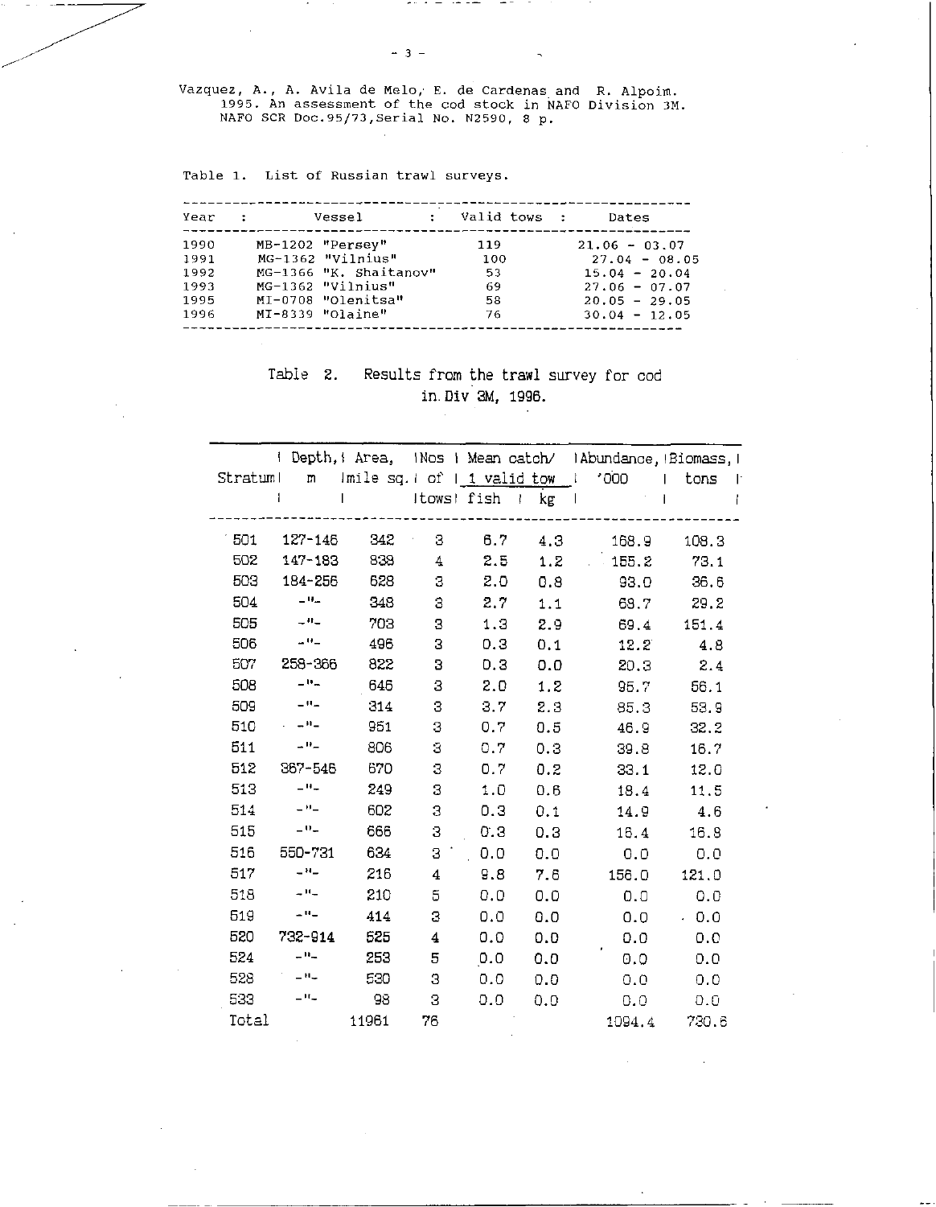Vazquez, A., A. Avila de Melo, E. de Cardenas and R. Alpoim. 1995. An assessment of the cod stock in NAFO Division 3M. NAFO SCR Doc.95/73,Serial No. N2590, 8 p.

Table 1. List of Russian trawl surveys.

| Year | Vessel | Valid tows | Dates |
|---|---|---|---|
| 1990 | MB-1202 "Persey" | 119 | 21.06 - 03.07 |
| 1991 | MG-1362 "Vilnius" | 100 | 27.04 - 08.05 |
| 1992 | MG-1366 "K. Shaitanov" | 53 | 15.04 - 20.04 |
| 1993 | MG-1362 "Vilnius" | 69 | 27.06 - 07.07 |
| 1995 | MI-0708 "Olenitsa" | 58 | 20.05 - 29.05 |
| 1996 | MI-8339 "Olaine" | 76 | 30.04 - 12.05 |

Table 2. Results from the trawl survey for cod in Div 3M, 1996.

| Stratum | Depth, m | Area, mile sq. | Nos of tows | Mean catch/ 1 valid tow fish | kg | Abundance, '000 | Biomass, tons |
|---|---|---|---|---|---|---|---|
| 501 | 127-146 | 342 | 3 | 6.7 | 4.3 | 168.9 | 108.3 |
| 502 | 147-183 | 838 | 4 | 2.5 | 1.2 | 155.2 | 73.1 |
| 503 | 184-256 | 628 | 3 | 2.0 | 0.8 | 93.0 | 36.6 |
| 504 | -"- | 348 | 3 | 2.7 | 1.1 | 69.7 | 29.2 |
| 505 | -"- | 703 | 3 | 1.3 | 2.9 | 69.4 | 151.4 |
| 506 | -"- | 496 | 3 | 0.3 | 0.1 | 12.2 | 4.8 |
| 507 | 258-366 | 822 | 3 | 0.3 | 0.0 | 20.3 | 2.4 |
| 508 | -"- | 646 | 3 | 2.0 | 1.2 | 95.7 | 56.1 |
| 509 | -"- | 314 | 3 | 3.7 | 2.3 | 85.3 | 53.9 |
| 510 | -"- | 951 | 3 | 0.7 | 0.5 | 46.9 | 32.2 |
| 511 | -"- | 806 | 3 | 0.7 | 0.3 | 39.8 | 16.7 |
| 512 | 367-546 | 670 | 3 | 0.7 | 0.2 | 33.1 | 12.0 |
| 513 | -"- | 249 | 3 | 1.0 | 0.6 | 18.4 | 11.5 |
| 514 | -"- | 602 | 3 | 0.3 | 0.1 | 14.9 | 4.6 |
| 515 | -"- | 666 | 3 | 0.3 | 0.3 | 16.4 | 16.8 |
| 516 | 550-731 | 634 | 3 | 0.0 | 0.0 | 0.0 | 0.0 |
| 517 | -"- | 216 | 4 | 9.8 | 7.6 | 156.0 | 121.0 |
| 518 | -"- | 210 | 5 | 0.0 | 0.0 | 0.0 | 0.0 |
| 519 | -"- | 414 | 3 | 0.0 | 0.0 | 0.0 | 0.0 |
| 520 | 732-914 | 525 | 4 | 0.0 | 0.0 | 0.0 | 0.0 |
| 524 | -"- | 253 | 5 | 0.0 | 0.0 | 0.0 | 0.0 |
| 528 | -"- | 530 | 3 | 0.0 | 0.0 | 0.0 | 0.0 |
| 533 | -"- | 98 | 3 | 0.0 | 0.0 | 0.0 | 0.0 |
| Total | | 11961 | 76 | | | 1094.4 | 730.6 |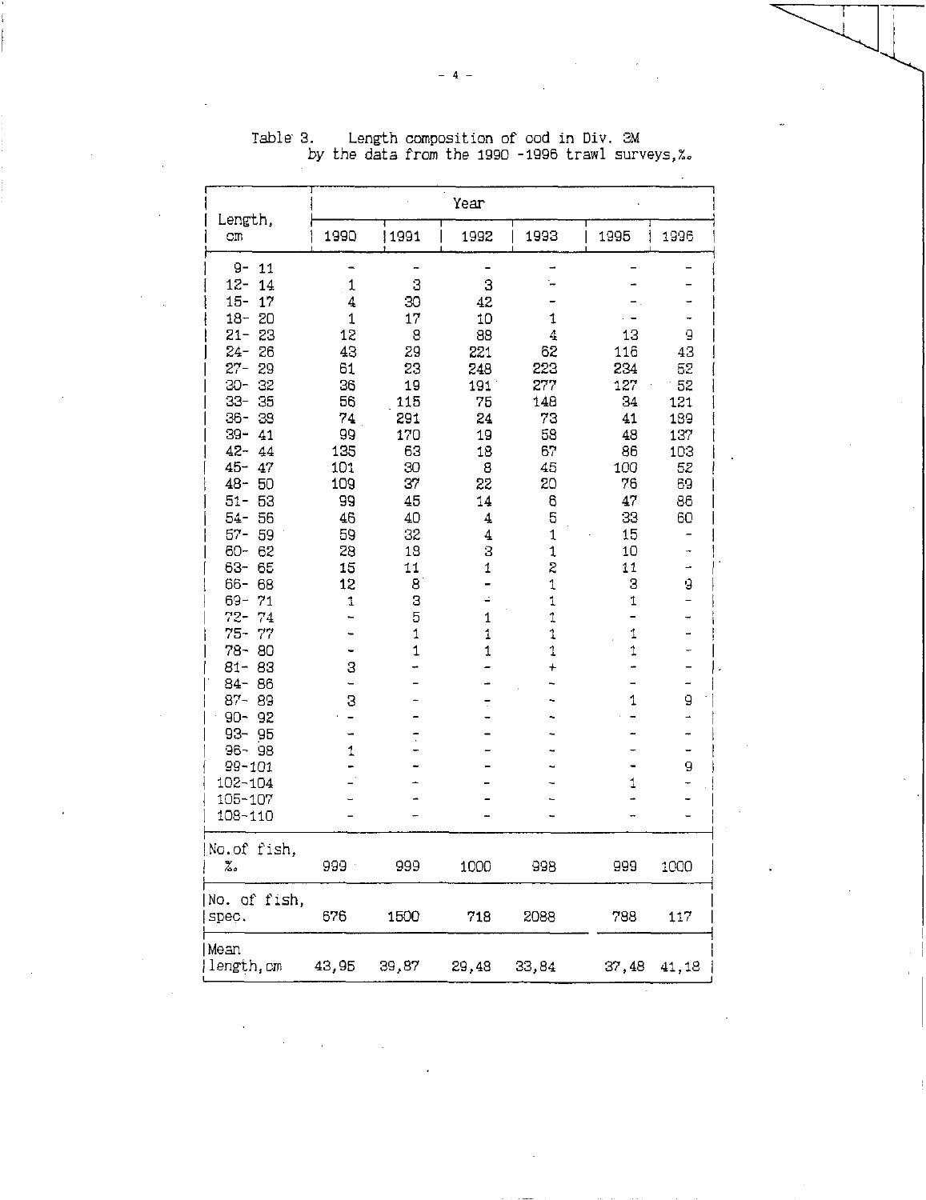Table 3. Length composition of cod in Div. 3M by the data from the 1990 -1996 trawl surveys,‰.

| Length, cm | Year | | | | | |
|---|---|---|---|---|---|---|
| | 1990 | 1991 | 1992 | 1993 | 1995 | 1996 |
| 9- 11 | - | - | - | - | - | - |
| 12- 14 | 1 | 3 | 3 | - | - | - |
| 15- 17 | 4 | 30 | 42 | - | - | - |
| 18- 20 | 1 | 17 | 10 | 1 | - | - |
| 21- 23 | 12 | 8 | 88 | 4 | 13 | 9 |
| 24- 26 | 43 | 29 | 221 | 62 | 116 | 43 |
| 27- 29 | 61 | 23 | 248 | 223 | 234 | 52 |
| 30- 32 | 36 | 19 | 191 | 277 | 127 | 52 |
| 33- 35 | 56 | 115 | 75 | 148 | 34 | 121 |
| 36- 38 | 74 | 291 | 24 | 73 | 41 | 189 |
| 39- 41 | 99 | 170 | 19 | 58 | 48 | 137 |
| 42- 44 | 135 | 63 | 18 | 67 | 86 | 103 |
| 45- 47 | 101 | 30 | 8 | 45 | 100 | 52 |
| 48- 50 | 109 | 37 | 22 | 20 | 76 | 69 |
| 51- 53 | 99 | 45 | 14 | 6 | 47 | 86 |
| 54- 56 | 46 | 40 | 4 | 5 | 33 | 60 |
| 57- 59 | 59 | 32 | 4 | 1 | 15 | - |
| 60- 62 | 28 | 18 | 3 | 1 | 10 | - |
| 63- 65 | 15 | 11 | 1 | 2 | 11 | - |
| 66- 68 | 12 | 8 | - | 1 | 3 | 9 |
| 69- 71 | 1 | 3 | - | 1 | 1 | - |
| 72- 74 | - | 5 | 1 | 1 | - | - |
| 75- 77 | - | 1 | 1 | 1 | 1 | - |
| 78- 80 | - | 1 | 1 | 1 | 1 | - |
| 81- 83 | 3 | - | - | + | - | - |
| 84- 86 | - | - | - | - | - | - |
| 87- 89 | 3 | - | - | - | 1 | 9 |
| 90- 92 | - | - | - | - | - | - |
| 93- 95 | - | - | - | - | - | - |
| 96- 98 | 1 | - | - | - | - | - |
| 99-101 | - | - | - | - | - | 9 |
| 102-104 | - | - | - | - | 1 | - |
| 105-107 | - | - | - | - | - | - |
| 108-110 | - | - | - | - | - | - |
| No. of fish, ‰ | 999 | 999 | 1000 | 998 | 999 | 1000 |
| No. of fish, spec. | 676 | 1500 | 718 | 2088 | 788 | 117 |
| Mean length, cm | 43,95 | 39,87 | 29,48 | 33,84 | 37,48 | 41,18 |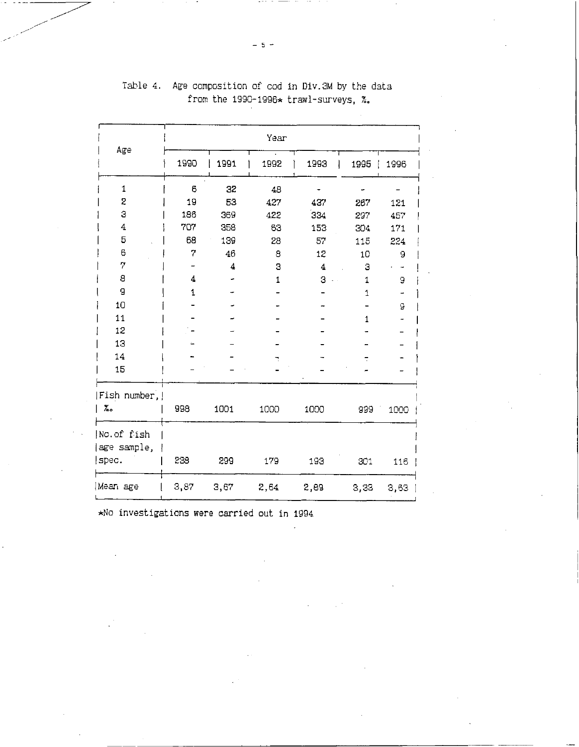Table 4. Age composition of cod in Div.3M by the data from the 1990-1996* trawl-surveys, ‰.

| Age | Year | | | | | |
|---|---|---|---|---|---|---|
| | 1990 | 1991 | 1992 | 1993 | 1995 | 1996 |
| 1 | 6 | 32 | 48 | - | - | - |
| 2 | 19 | 53 | 427 | 437 | 267 | 121 |
| 3 | 186 | 369 | 422 | 334 | 297 | 457 |
| 4 | 707 | 358 | 63 | 153 | 304 | 171 |
| 5 | 68 | 139 | 28 | 57 | 115 | 224 |
| 6 | 7 | 46 | 8 | 12 | 10 | 9 |
| 7 | - | 4 | 3 | 4 | 3 | - |
| 8 | 4 | - | 1 | 3 | 1 | 9 |
| 9 | 1 | - | - | - | 1 | - |
| 10 | - | - | - | - | - | 9 |
| 11 | - | - | - | - | 1 | - |
| 12 | - | - | - | - | - | - |
| 13 | - | - | - | - | - | - |
| 14 | - | - | - | - | - | - |
| 15 | - | - | - | - | - | - |
| Fish number, ‰ | 998 | 1001 | 1000 | 1000 | 999 | 1000 |
| No. of fish age sample, spec. | 238 | 299 | 179 | 193 | 301 | 116 |
| Mean age | 3,87 | 3,67 | 2,64 | 2,89 | 3,33 | 3,63 |

*No investigations were carried out in 1994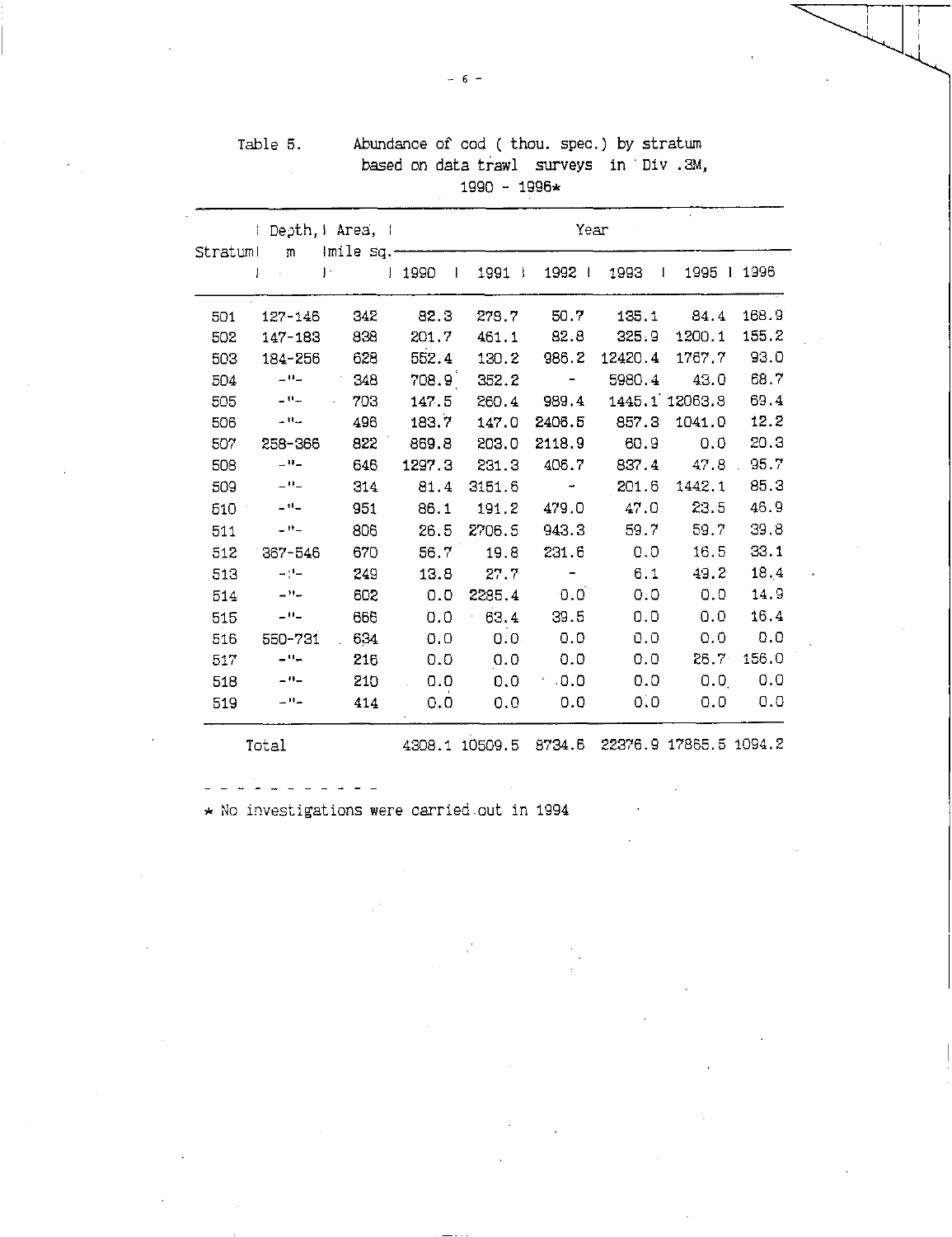Table 5. Abundance of cod ( thou. spec.) by stratum based on data trawl surveys in Div .3M, 1990 - 1996*

| Stratum | Depth, m | Area, mile sq. | Year | | | | | |
|---|---|---|---|---|---|---|---|---|
| | | | 1990 | 1991 | 1992 | 1993 | 1995 | 1996 |
| 501 | 127-146 | 342 | 82.3 | 278.7 | 50.7 | 135.1 | 84.4 | 168.9 |
| 502 | 147-183 | 838 | 201.7 | 461.1 | 82.8 | 325.9 | 1200.1 | 155.2 |
| 503 | 184-256 | 628 | 552.4 | 130.2 | 986.2 | 12420.4 | 1767.7 | 93.0 |
| 504 | -"- | 348 | 708.9 | 352.2 | - | 5980.4 | 43.0 | 68.7 |
| 505 | -"- | 703 | 147.5 | 260.4 | 989.4 | 1445.1 | 12063.8 | 69.4 |
| 506 | -"- | 496 | 183.7 | 147.0 | 2406.5 | 857.3 | 1041.0 | 12.2 |
| 507 | 258-366 | 822 | 869.8 | 203.0 | 2118.9 | 60.9 | 0.0 | 20.3 |
| 508 | -"- | 646 | 1297.3 | 231.3 | 406.7 | 837.4 | 47.8 | 95.7 |
| 509 | -"- | 314 | 81.4 | 3151.6 | - | 201.6 | 1442.1 | 85.3 |
| 510 | -"- | 951 | 86.1 | 191.2 | 479.0 | 47.0 | 23.5 | 46.9 |
| 511 | -"- | 806 | 26.5 | 2706.5 | 943.3 | 59.7 | 59.7 | 39.8 |
| 512 | 367-546 | 670 | 56.7 | 19.8 | 231.6 | 0.0 | 16.5 | 33.1 |
| 513 | -"- | 249 | 13.8 | 27.7 | - | 6.1 | 49.2 | 18.4 |
| 514 | -"- | 602 | 0.0 | 2285.4 | 0.0 | 0.0 | 0.0 | 14.9 |
| 515 | -"- | 666 | 0.0 | 63.4 | 39.5 | 0.0 | 0.0 | 16.4 |
| 516 | 550-731 | 634 | 0.0 | 0.0 | 0.0 | 0.0 | 0.0 | 0.0 |
| 517 | -"- | 216 | 0.0 | 0.0 | 0.0 | 0.0 | 26.7 | 156.0 |
| 518 | -"- | 210 | 0.0 | 0.0 | 0.0 | 0.0 | 0.0 | 0.0 |
| 519 | -"- | 414 | 0.0 | 0.0 | 0.0 | 0.0 | 0.0 | 0.0 |
| Total | | | 4308.1 | 10509.5 | 8734.6 | 22376.9 | 17865.5 | 1094.2 |

* No investigations were carried out in 1994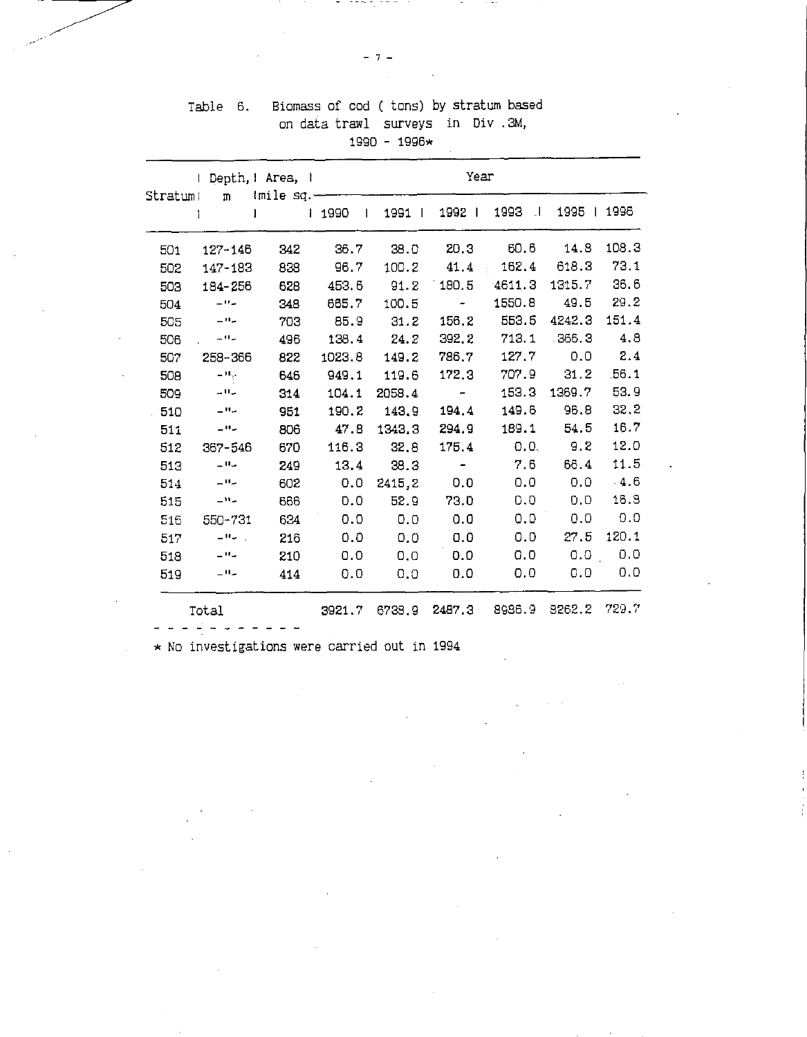Table 6. Biomass of cod ( tons) by stratum based on data trawl surveys in Div .3M, 1990 - 1996*

| Stratum | Depth, m | Area, mile sq. | Year | | | | | |
|---|---|---|---|---|---|---|---|---|
| | | | 1990 | 1991 | 1992 | 1993 | 1995 | 1996 |
| 501 | 127-146 | 342 | 36.7 | 38.0 | 20.3 | 60.6 | 14.8 | 108.3 |
| 502 | 147-183 | 838 | 96.7 | 100.2 | 41.4 | 162.4 | 618.3 | 73.1 |
| 503 | 184-256 | 628 | 453.6 | 91.2 | 180.5 | 4611.3 | 1315.7 | 36.6 |
| 504 | -"- | 348 | 665.7 | 100.5 | - | 1550.8 | 49.5 | 29.2 |
| 505 | -"- | 703 | 85.9 | 31.2 | 156.2 | 553.5 | 4242.3 | 151.4 |
| 506 | -"- | 496 | 138.4 | 24.2 | 392.2 | 713.1 | 366.3 | 4.8 |
| 507 | 258-366 | 822 | 1023.8 | 149.2 | 786.7 | 127.7 | 0.0 | 2.4 |
| 508 | -"- | 646 | 949.1 | 119.6 | 172.3 | 707.9 | 31.2 | 56.1 |
| 509 | -"- | 314 | 104.1 | 2058.4 | - | 153.3 | 1369.7 | 53.9 |
| 510 | -"- | 951 | 190.2 | 143.9 | 194.4 | 149.6 | 96.8 | 32.2 |
| 511 | -"- | 806 | 47.8 | 1343.3 | 294.9 | 189.1 | 54.5 | 16.7 |
| 512 | 367-546 | 670 | 116.3 | 32.8 | 175.4 | 0.0 | 9.2 | 12.0 |
| 513 | -"- | 249 | 13.4 | 38.3 | - | 7.6 | 66.4 | 11.5 |
| 514 | -"- | 602 | 0.0 | 2415.2 | 0.0 | 0.0 | 0.0 | 4.6 |
| 515 | -"- | 686 | 0.0 | 52.9 | 73.0 | 0.0 | 0.0 | 16.8 |
| 516 | 550-731 | 634 | 0.0 | 0.0 | 0.0 | 0.0 | 0.0 | 0.0 |
| 517 | -"- | 216 | 0.0 | 0.0 | 0.0 | 0.0 | 27.5 | 120.1 |
| 518 | -"- | 210 | 0.0 | 0.0 | 0.0 | 0.0 | 0.0 | 0.0 |
| 519 | -"- | 414 | 0.0 | 0.0 | 0.0 | 0.0 | 0.0 | 0.0 |
| Total | | | 3921.7 | 6738.9 | 2487.3 | 8986.9 | 8262.2 | 729.7 |

* No investigations were carried out in 1994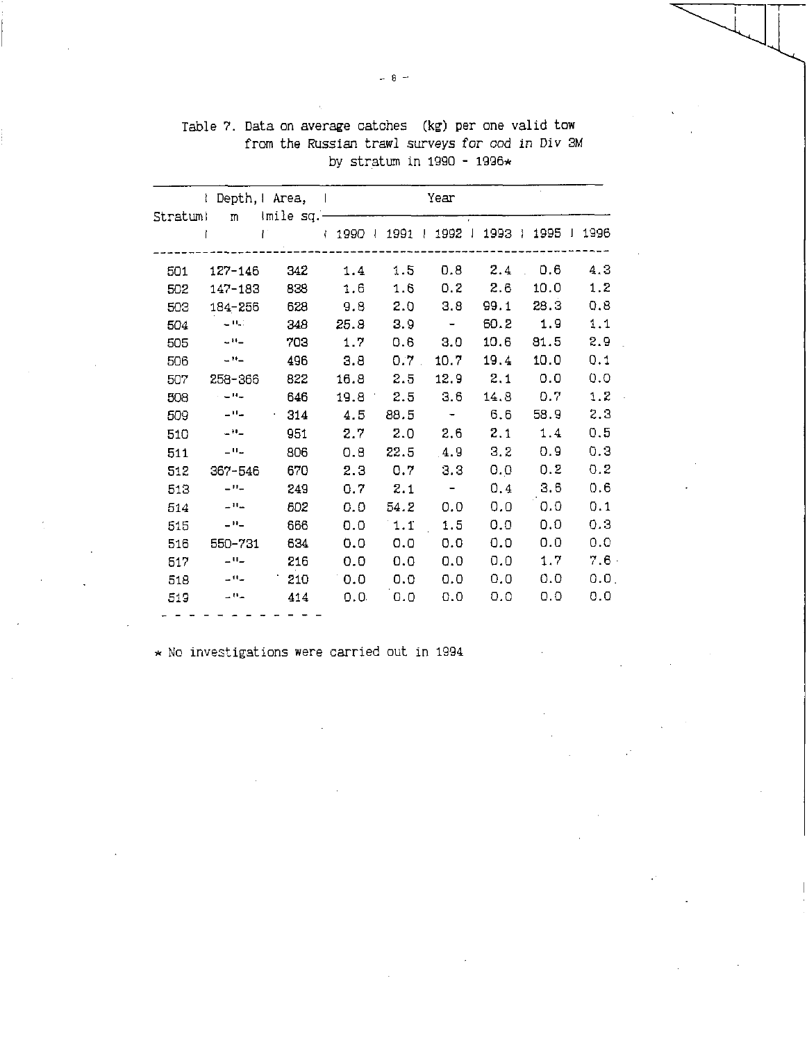Table 7. Data on average catches (kg) per one valid tow from the Russian trawl surveys for cod in Div 3M by stratum in 1990 - 1996*

| Stratum | Depth, m | Area, mile sq. | Year | | | | | |
|---|---|---|---|---|---|---|---|---|
| | | | 1990 | 1991 | 1992 | 1993 | 1995 | 1996 |
| 501 | 127-146 | 342 | 1.4 | 1.5 | 0.8 | 2.4 | 0.6 | 4.3 |
| 502 | 147-183 | 838 | 1.6 | 1.6 | 0.2 | 2.6 | 10.0 | 1.2 |
| 503 | 184-256 | 628 | 9.8 | 2.0 | 3.8 | 99.1 | 28.3 | 0.8 |
| 504 | -"- | 348 | 25.8 | 3.9 | - | 60.2 | 1.9 | 1.1 |
| 505 | -"- | 703 | 1.7 | 0.6 | 3.0 | 10.6 | 81.5 | 2.9 |
| 506 | -"- | 496 | 3.8 | 0.7 | 10.7 | 19.4 | 10.0 | 0.1 |
| 507 | 258-366 | 822 | 16.8 | 2.5 | 12.9 | 2.1 | 0.0 | 0.0 |
| 508 | -"- | 646 | 19.8 | 2.5 | 3.6 | 14.8 | 0.7 | 1.2 |
| 509 | -"- | 314 | 4.5 | 88.5 | - | 6.6 | 58.9 | 2.3 |
| 510 | -"- | 951 | 2.7 | 2.0 | 2.6 | 2.1 | 1.4 | 0.5 |
| 511 | -"- | 806 | 0.8 | 22.5 | 4.9 | 3.2 | 0.9 | 0.3 |
| 512 | 367-546 | 670 | 2.3 | 0.7 | 3.3 | 0.0 | 0.2 | 0.2 |
| 513 | -"- | 249 | 0.7 | 2.1 | - | 0.4 | 3.6 | 0.6 |
| 514 | -"- | 602 | 0.0 | 54.2 | 0.0 | 0.0 | 0.0 | 0.1 |
| 515 | -"- | 666 | 0.0 | 1.1 | 1.5 | 0.0 | 0.0 | 0.3 |
| 516 | 550-731 | 634 | 0.0 | 0.0 | 0.0 | 0.0 | 0.0 | 0.0 |
| 517 | -"- | 216 | 0.0 | 0.0 | 0.0 | 0.0 | 1.7 | 7.6 |
| 518 | -"- | 210 | 0.0 | 0.0 | 0.0 | 0.0 | 0.0 | 0.0 |
| 519 | -"- | 414 | 0.0 | 0.0 | 0.0 | 0.0 | 0.0 | 0.0 |

* No investigations were carried out in 1994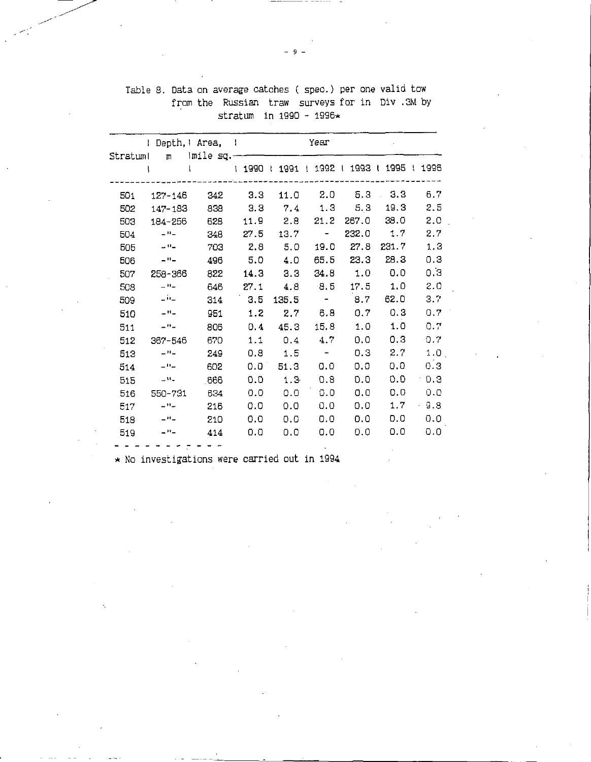Table 8. Data on average catches ( spec.) per one valid tow from the Russian traw surveys for in Div .3M by stratum in 1990 - 1996*

| Stratum | Depth, m | Area, mile sq. | Year | | | | | |
|---|---|---|---|---|---|---|---|---|
| | | | 1990 | 1991 | 1992 | 1993 | 1995 | 1996 |
| 501 | 127-146 | 342 | 3.3 | 11.0 | 2.0 | 5.3 | 3.3 | 6.7 |
| 502 | 147-183 | 838 | 3.3 | 7.4 | 1.3 | 5.3 | 19.3 | 2.5 |
| 503 | 184-256 | 628 | 11.9 | 2.8 | 21.2 | 267.0 | 38.0 | 2.0 |
| 504 | -"- | 348 | 27.5 | 13.7 | - | 232.0 | 1.7 | 2.7 |
| 505 | -"- | 703 | 2.8 | 5.0 | 19.0 | 27.8 | 231.7 | 1.3 |
| 506 | -"- | 496 | 5.0 | 4.0 | 65.5 | 23.3 | 28.3 | 0.3 |
| 507 | 258-366 | 822 | 14.3 | 3.3 | 34.8 | 1.0 | 0.0 | 0.3 |
| 508 | -"- | 646 | 27.1 | 4.8 | 8.5 | 17.5 | 1.0 | 2.0 |
| 509 | -"- | 314 | 3.5 | 135.5 | - | 8.7 | 62.0 | 3.7 |
| 510 | -"- | 951 | 1.2 | 2.7 | 6.8 | 0.7 | 0.3 | 0.7 |
| 511 | -"- | 806 | 0.4 | 45.3 | 15.8 | 1.0 | 1.0 | 0.7 |
| 512 | 367-546 | 670 | 1.1 | 0.4 | 4.7 | 0.0 | 0.3 | 0.7 |
| 513 | -"- | 249 | 0.8 | 1.5 | - | 0.3 | 2.7 | 1.0 |
| 514 | -"- | 602 | 0.0 | 51.3 | 0.0 | 0.0 | 0.0 | 0.3 |
| 515 | -"- | 666 | 0.0 | 1.3 | 0.8 | 0.0 | 0.0 | 0.3 |
| 516 | 550-731 | 634 | 0.0 | 0.0 | 0.0 | 0.0 | 0.0 | 0.0 |
| 517 | -"- | 216 | 0.0 | 0.0 | 0.0 | 0.0 | 1.7 | 9.8 |
| 518 | -"- | 210 | 0.0 | 0.0 | 0.0 | 0.0 | 0.0 | 0.0 |
| 519 | -"- | 414 | 0.0 | 0.0 | 0.0 | 0.0 | 0.0 | 0.0 |

* No investigations were carried out in 1994